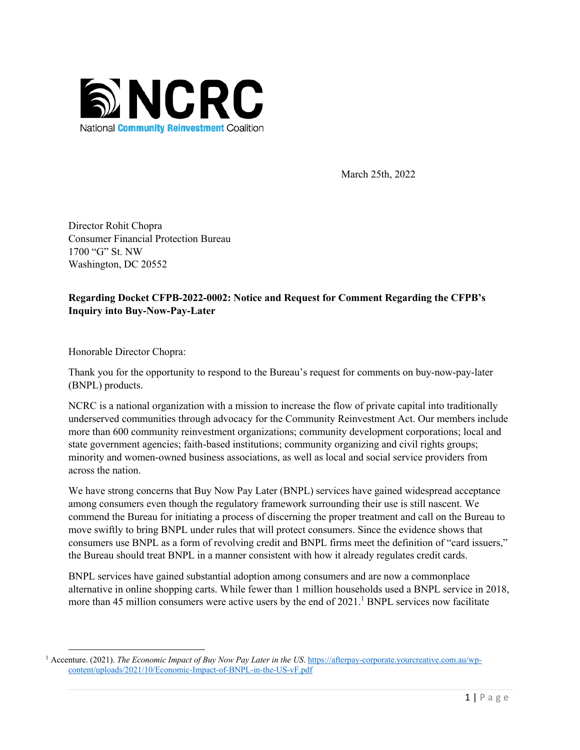NCRC
National Community Reinvestment Coalition

March 25th, 2022

Director Rohit Chopra
Consumer Financial Protection Bureau
1700 "G" St. NW
Washington, DC 20552

**Regarding Docket CFPB-2022-0002: Notice and Request for Comment Regarding the CFPB's Inquiry into Buy-Now-Pay-Later**

Honorable Director Chopra:

Thank you for the opportunity to respond to the Bureau's request for comments on buy-now-pay-later (BNPL) products.

NCRC is a national organization with a mission to increase the flow of private capital into traditionally underserved communities through advocacy for the Community Reinvestment Act. Our members include more than 600 community reinvestment organizations; community development corporations; local and state government agencies; faith-based institutions; community organizing and civil rights groups; minority and women-owned business associations, as well as local and social service providers from across the nation.

We have strong concerns that Buy Now Pay Later (BNPL) services have gained widespread acceptance among consumers even though the regulatory framework surrounding their use is still nascent. We commend the Bureau for initiating a process of discerning the proper treatment and call on the Bureau to move swiftly to bring BNPL under rules that will protect consumers. Since the evidence shows that consumers use BNPL as a form of revolving credit and BNPL firms meet the definition of "card issuers," the Bureau should treat BNPL in a manner consistent with how it already regulates credit cards.

BNPL services have gained substantial adoption among consumers and are now a commonplace alternative in online shopping carts. While fewer than 1 million households used a BNPL service in 2018, more than 45 million consumers were active users by the end of 2021.[1] BNPL services now facilitate

[1] Accenture. (2021). *The Economic Impact of Buy Now Pay Later in the US*. https://afterpay-corporate.yourcreative.com.au/wp-content/uploads/2021/10/Economic-Impact-of-BNPL-in-the-US-vF.pdf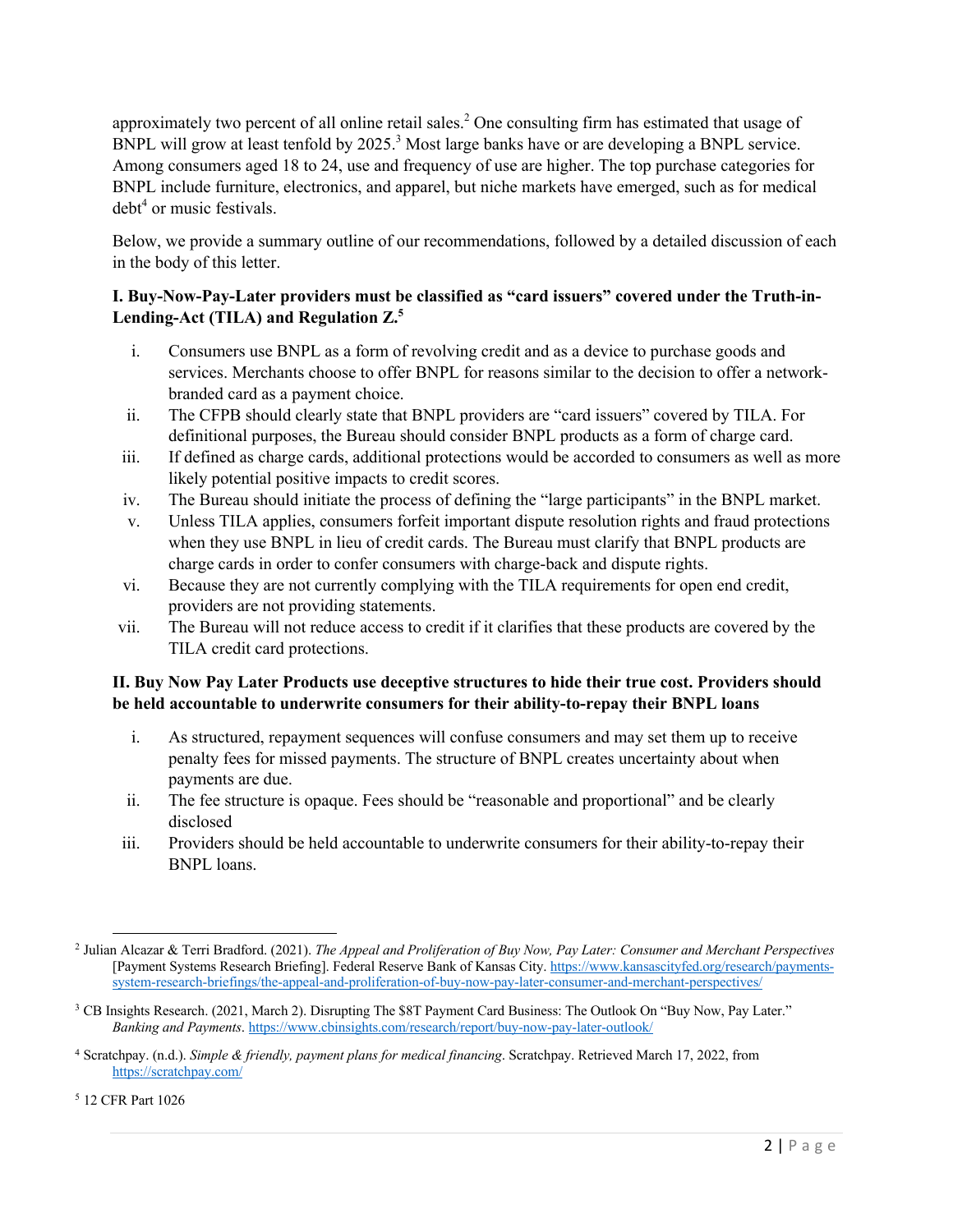approximately two percent of all online retail sales.[2] One consulting firm has estimated that usage of BNPL will grow at least tenfold by 2025.[3] Most large banks have or are developing a BNPL service. Among consumers aged 18 to 24, use and frequency of use are higher. The top purchase categories for BNPL include furniture, electronics, and apparel, but niche markets have emerged, such as for medical debt[4] or music festivals.

Below, we provide a summary outline of our recommendations, followed by a detailed discussion of each in the body of this letter.

**I. Buy-Now-Pay-Later providers must be classified as "card issuers" covered under the Truth-in-Lending-Act (TILA) and Regulation Z.[5]**

i. Consumers use BNPL as a form of revolving credit and as a device to purchase goods and services. Merchants choose to offer BNPL for reasons similar to the decision to offer a network-branded card as a payment choice.
ii. The CFPB should clearly state that BNPL providers are "card issuers" covered by TILA. For definitional purposes, the Bureau should consider BNPL products as a form of charge card.
iii. If defined as charge cards, additional protections would be accorded to consumers as well as more likely potential positive impacts to credit scores.
iv. The Bureau should initiate the process of defining the "large participants" in the BNPL market.
v. Unless TILA applies, consumers forfeit important dispute resolution rights and fraud protections when they use BNPL in lieu of credit cards. The Bureau must clarify that BNPL products are charge cards in order to confer consumers with charge-back and dispute rights.
vi. Because they are not currently complying with the TILA requirements for open end credit, providers are not providing statements.
vii. The Bureau will not reduce access to credit if it clarifies that these products are covered by the TILA credit card protections.

**II. Buy Now Pay Later Products use deceptive structures to hide their true cost. Providers should be held accountable to underwrite consumers for their ability-to-repay their BNPL loans**

i. As structured, repayment sequences will confuse consumers and may set them up to receive penalty fees for missed payments. The structure of BNPL creates uncertainty about when payments are due.
ii. The fee structure is opaque. Fees should be "reasonable and proportional" and be clearly disclosed
iii. Providers should be held accountable to underwrite consumers for their ability-to-repay their BNPL loans.

---

[2] Julian Alcazar & Terri Bradford. (2021). *The Appeal and Proliferation of Buy Now, Pay Later: Consumer and Merchant Perspectives* [Payment Systems Research Briefing]. Federal Reserve Bank of Kansas City. https://www.kansascityfed.org/research/payments-system-research-briefings/the-appeal-and-proliferation-of-buy-now-pay-later-consumer-and-merchant-perspectives/

[3] CB Insights Research. (2021, March 2). Disrupting The $8T Payment Card Business: The Outlook On "Buy Now, Pay Later." *Banking and Payments*. https://www.cbinsights.com/research/report/buy-now-pay-later-outlook/

[4] Scratchpay. (n.d.). *Simple & friendly, payment plans for medical financing*. Scratchpay. Retrieved March 17, 2022, from https://scratchpay.com/

[5] 12 CFR Part 1026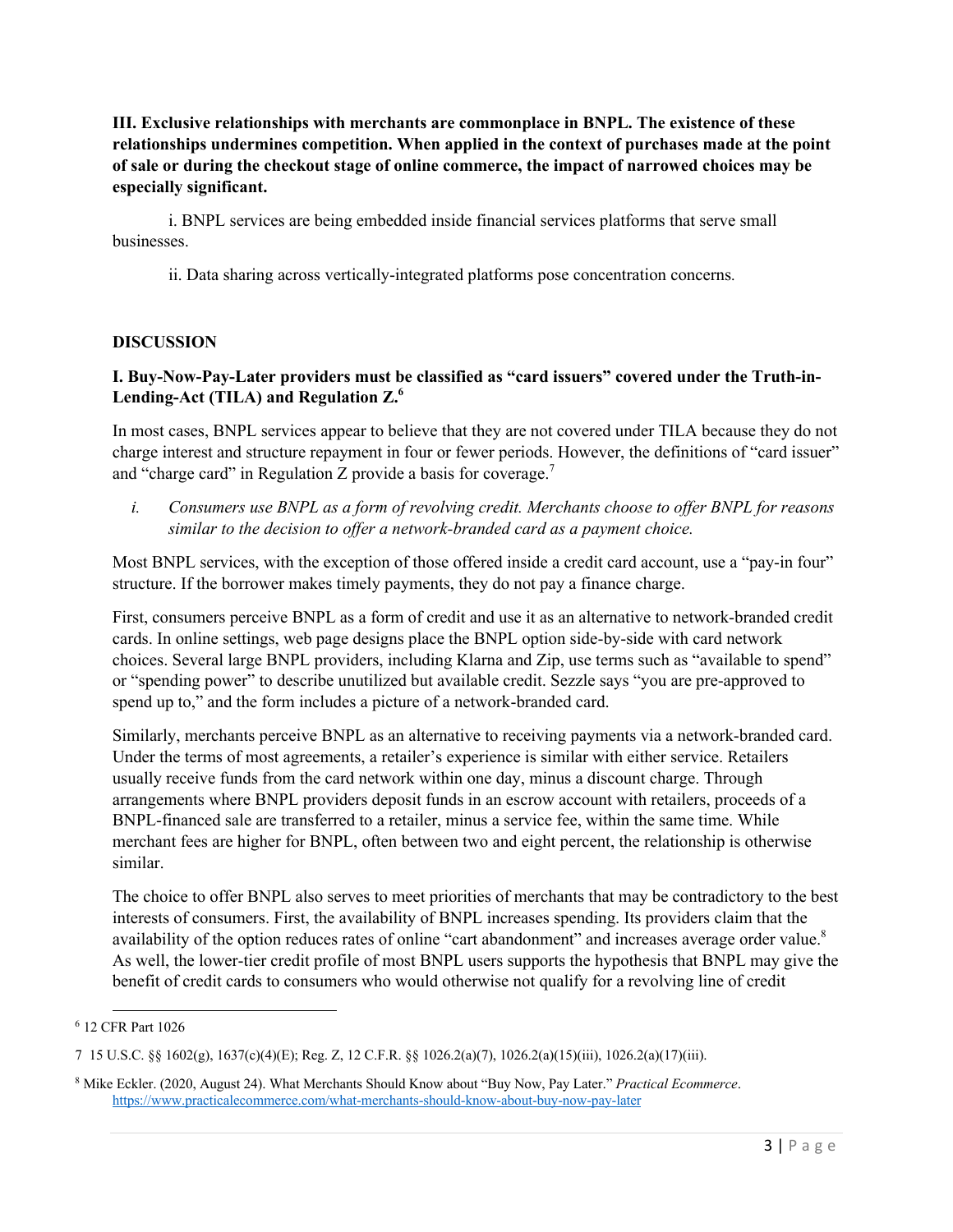**III. Exclusive relationships with merchants are commonplace in BNPL. The existence of these relationships undermines competition. When applied in the context of purchases made at the point of sale or during the checkout stage of online commerce, the impact of narrowed choices may be especially significant.**

i. BNPL services are being embedded inside financial services platforms that serve small businesses.

ii. Data sharing across vertically-integrated platforms pose concentration concerns.

## DISCUSSION

### I. Buy-Now-Pay-Later providers must be classified as "card issuers" covered under the Truth-in-Lending-Act (TILA) and Regulation Z.[6]

In most cases, BNPL services appear to believe that they are not covered under TILA because they do not charge interest and structure repayment in four or fewer periods. However, the definitions of "card issuer" and "charge card" in Regulation Z provide a basis for coverage.[7]

*i. Consumers use BNPL as a form of revolving credit. Merchants choose to offer BNPL for reasons similar to the decision to offer a network-branded card as a payment choice.*

Most BNPL services, with the exception of those offered inside a credit card account, use a "pay-in four" structure. If the borrower makes timely payments, they do not pay a finance charge.

First, consumers perceive BNPL as a form of credit and use it as an alternative to network-branded credit cards. In online settings, web page designs place the BNPL option side-by-side with card network choices. Several large BNPL providers, including Klarna and Zip, use terms such as "available to spend" or "spending power" to describe unutilized but available credit. Sezzle says "you are pre-approved to spend up to," and the form includes a picture of a network-branded card.

Similarly, merchants perceive BNPL as an alternative to receiving payments via a network-branded card. Under the terms of most agreements, a retailer's experience is similar with either service. Retailers usually receive funds from the card network within one day, minus a discount charge. Through arrangements where BNPL providers deposit funds in an escrow account with retailers, proceeds of a BNPL-financed sale are transferred to a retailer, minus a service fee, within the same time. While merchant fees are higher for BNPL, often between two and eight percent, the relationship is otherwise similar.

The choice to offer BNPL also serves to meet priorities of merchants that may be contradictory to the best interests of consumers. First, the availability of BNPL increases spending. Its providers claim that the availability of the option reduces rates of online "cart abandonment" and increases average order value.[8] As well, the lower-tier credit profile of most BNPL users supports the hypothesis that BNPL may give the benefit of credit cards to consumers who would otherwise not qualify for a revolving line of credit

---

[6] 12 CFR Part 1026

[7] 15 U.S.C. §§ 1602(g), 1637(c)(4)(E); Reg. Z, 12 C.F.R. §§ 1026.2(a)(7), 1026.2(a)(15)(iii), 1026.2(a)(17)(iii).

[8] Mike Eckler. (2020, August 24). What Merchants Should Know about "Buy Now, Pay Later." *Practical Ecommerce*. https://www.practicalecommerce.com/what-merchants-should-know-about-buy-now-pay-later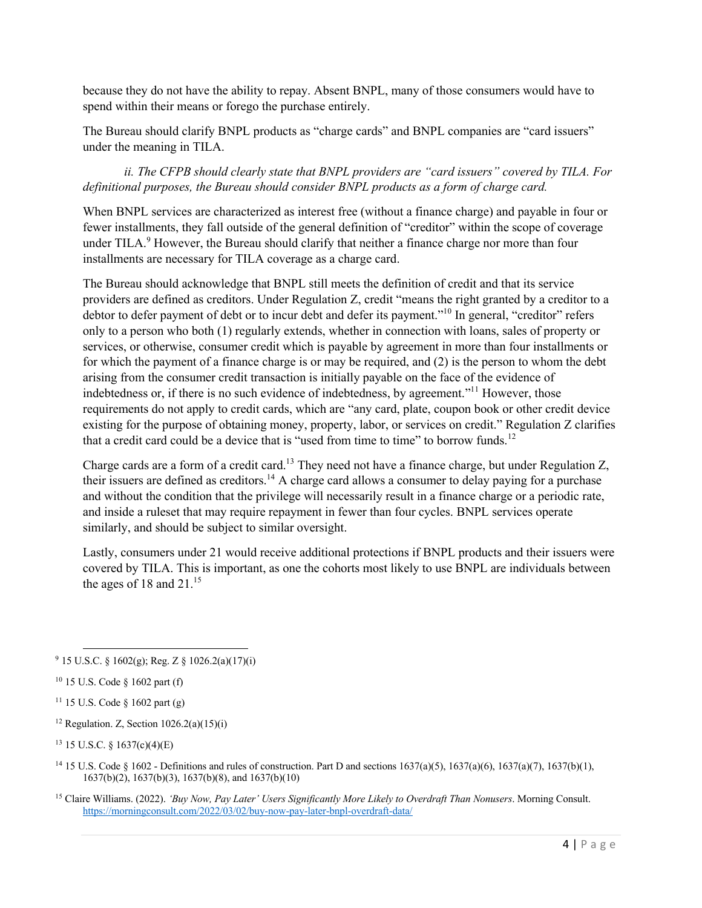because they do not have the ability to repay. Absent BNPL, many of those consumers would have to spend within their means or forego the purchase entirely.

The Bureau should clarify BNPL products as "charge cards" and BNPL companies are "card issuers" under the meaning in TILA.

*ii. The CFPB should clearly state that BNPL providers are "card issuers" covered by TILA. For definitional purposes, the Bureau should consider BNPL products as a form of charge card.*

When BNPL services are characterized as interest free (without a finance charge) and payable in four or fewer installments, they fall outside of the general definition of "creditor" within the scope of coverage under TILA.[9] However, the Bureau should clarify that neither a finance charge nor more than four installments are necessary for TILA coverage as a charge card.

The Bureau should acknowledge that BNPL still meets the definition of credit and that its service providers are defined as creditors. Under Regulation Z, credit "means the right granted by a creditor to a debtor to defer payment of debt or to incur debt and defer its payment."[10] In general, "creditor" refers only to a person who both (1) regularly extends, whether in connection with loans, sales of property or services, or otherwise, consumer credit which is payable by agreement in more than four installments or for which the payment of a finance charge is or may be required, and (2) is the person to whom the debt arising from the consumer credit transaction is initially payable on the face of the evidence of indebtedness or, if there is no such evidence of indebtedness, by agreement."[11] However, those requirements do not apply to credit cards, which are "any card, plate, coupon book or other credit device existing for the purpose of obtaining money, property, labor, or services on credit." Regulation Z clarifies that a credit card could be a device that is "used from time to time" to borrow funds.[12]

Charge cards are a form of a credit card.[13] They need not have a finance charge, but under Regulation Z, their issuers are defined as creditors.[14] A charge card allows a consumer to delay paying for a purchase and without the condition that the privilege will necessarily result in a finance charge or a periodic rate, and inside a ruleset that may require repayment in fewer than four cycles. BNPL services operate similarly, and should be subject to similar oversight.

Lastly, consumers under 21 would receive additional protections if BNPL products and their issuers were covered by TILA. This is important, as one the cohorts most likely to use BNPL are individuals between the ages of 18 and 21.[15]

---

[9] 15 U.S.C. § 1602(g); Reg. Z § 1026.2(a)(17)(i)

[10] 15 U.S. Code § 1602 part (f)

[11] 15 U.S. Code § 1602 part (g)

[12] Regulation. Z, Section 1026.2(a)(15)(i)

[13] 15 U.S.C. § 1637(c)(4)(E)

[14] 15 U.S. Code § 1602 - Definitions and rules of construction. Part D and sections 1637(a)(5), 1637(a)(6), 1637(a)(7), 1637(b)(1), 1637(b)(2), 1637(b)(3), 1637(b)(8), and 1637(b)(10)

[15] Claire Williams. (2022). *'Buy Now, Pay Later' Users Significantly More Likely to Overdraft Than Nonusers*. Morning Consult. https://morningconsult.com/2022/03/02/buy-now-pay-later-bnpl-overdraft-data/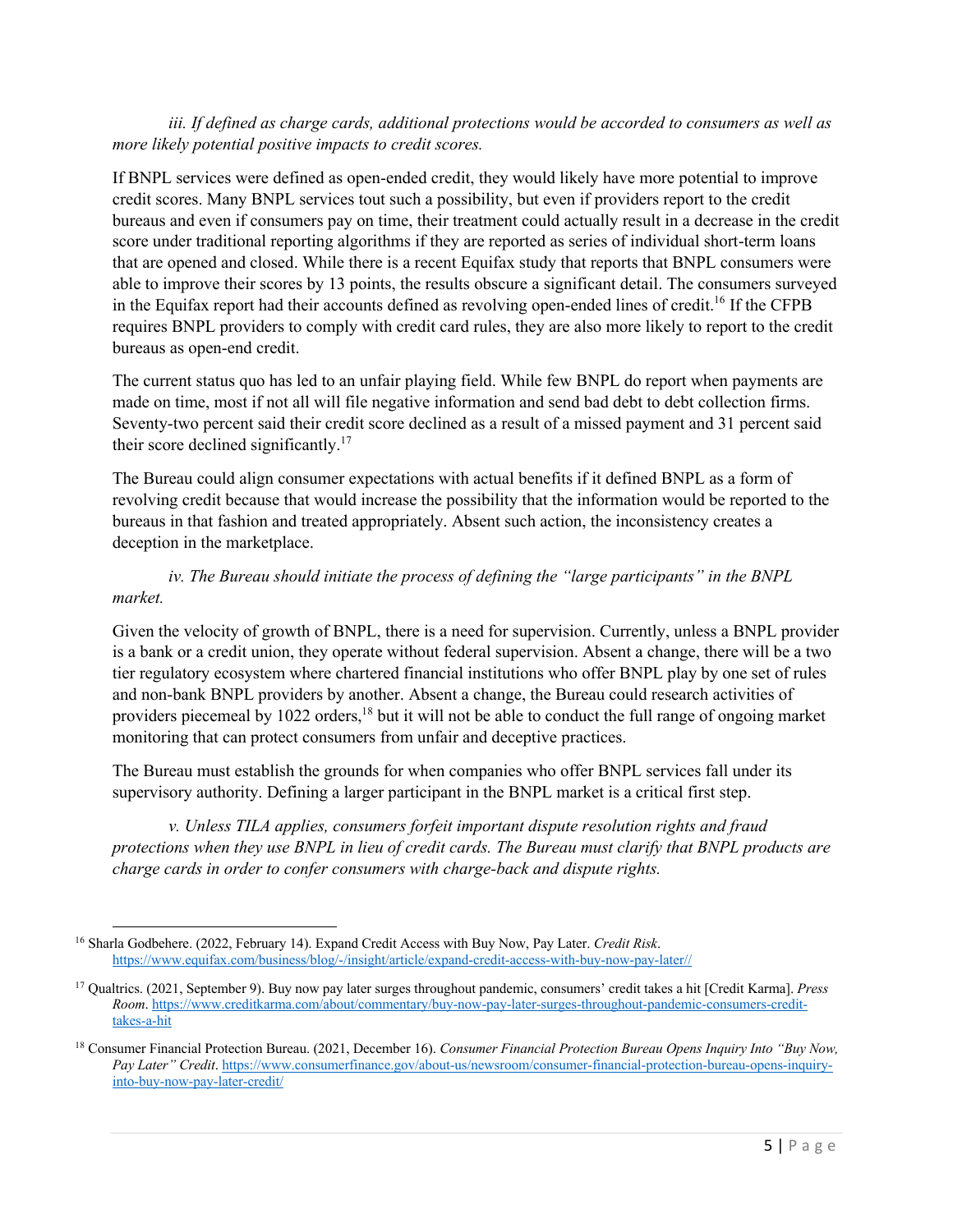*iii. If defined as charge cards, additional protections would be accorded to consumers as well as more likely potential positive impacts to credit scores.*

If BNPL services were defined as open-ended credit, they would likely have more potential to improve credit scores. Many BNPL services tout such a possibility, but even if providers report to the credit bureaus and even if consumers pay on time, their treatment could actually result in a decrease in the credit score under traditional reporting algorithms if they are reported as series of individual short-term loans that are opened and closed. While there is a recent Equifax study that reports that BNPL consumers were able to improve their scores by 13 points, the results obscure a significant detail. The consumers surveyed in the Equifax report had their accounts defined as revolving open-ended lines of credit.[16] If the CFPB requires BNPL providers to comply with credit card rules, they are also more likely to report to the credit bureaus as open-end credit.

The current status quo has led to an unfair playing field. While few BNPL do report when payments are made on time, most if not all will file negative information and send bad debt to debt collection firms. Seventy-two percent said their credit score declined as a result of a missed payment and 31 percent said their score declined significantly.[17]

The Bureau could align consumer expectations with actual benefits if it defined BNPL as a form of revolving credit because that would increase the possibility that the information would be reported to the bureaus in that fashion and treated appropriately. Absent such action, the inconsistency creates a deception in the marketplace.

*iv. The Bureau should initiate the process of defining the "large participants" in the BNPL market.*

Given the velocity of growth of BNPL, there is a need for supervision. Currently, unless a BNPL provider is a bank or a credit union, they operate without federal supervision. Absent a change, there will be a two tier regulatory ecosystem where chartered financial institutions who offer BNPL play by one set of rules and non-bank BNPL providers by another. Absent a change, the Bureau could research activities of providers piecemeal by 1022 orders,[18] but it will not be able to conduct the full range of ongoing market monitoring that can protect consumers from unfair and deceptive practices.

The Bureau must establish the grounds for when companies who offer BNPL services fall under its supervisory authority. Defining a larger participant in the BNPL market is a critical first step.

*v. Unless TILA applies, consumers forfeit important dispute resolution rights and fraud protections when they use BNPL in lieu of credit cards. The Bureau must clarify that BNPL products are charge cards in order to confer consumers with charge-back and dispute rights.*

---

[16] Sharla Godbehere. (2022, February 14). Expand Credit Access with Buy Now, Pay Later. *Credit Risk*. https://www.equifax.com/business/blog/-/insight/article/expand-credit-access-with-buy-now-pay-later//

[17] Qualtrics. (2021, September 9). Buy now pay later surges throughout pandemic, consumers' credit takes a hit [Credit Karma]. *Press Room*. https://www.creditkarma.com/about/commentary/buy-now-pay-later-surges-throughout-pandemic-consumers-credit-takes-a-hit

[18] Consumer Financial Protection Bureau. (2021, December 16). *Consumer Financial Protection Bureau Opens Inquiry Into "Buy Now, Pay Later" Credit*. https://www.consumerfinance.gov/about-us/newsroom/consumer-financial-protection-bureau-opens-inquiry-into-buy-now-pay-later-credit/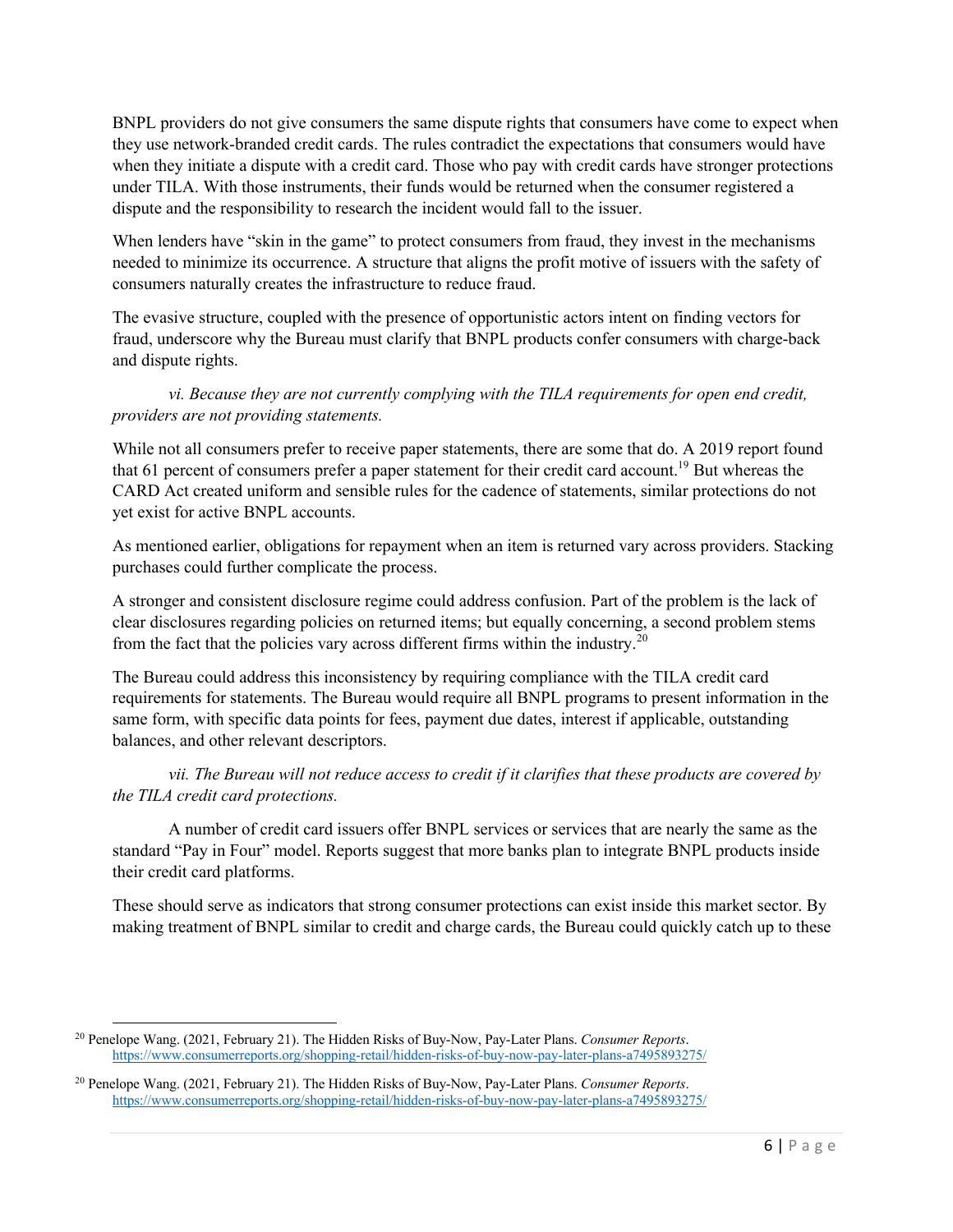BNPL providers do not give consumers the same dispute rights that consumers have come to expect when they use network-branded credit cards. The rules contradict the expectations that consumers would have when they initiate a dispute with a credit card. Those who pay with credit cards have stronger protections under TILA. With those instruments, their funds would be returned when the consumer registered a dispute and the responsibility to research the incident would fall to the issuer.

When lenders have "skin in the game" to protect consumers from fraud, they invest in the mechanisms needed to minimize its occurrence. A structure that aligns the profit motive of issuers with the safety of consumers naturally creates the infrastructure to reduce fraud.

The evasive structure, coupled with the presence of opportunistic actors intent on finding vectors for fraud, underscore why the Bureau must clarify that BNPL products confer consumers with charge-back and dispute rights.

*vi. Because they are not currently complying with the TILA requirements for open end credit, providers are not providing statements.*

While not all consumers prefer to receive paper statements, there are some that do. A 2019 report found that 61 percent of consumers prefer a paper statement for their credit card account.[19] But whereas the CARD Act created uniform and sensible rules for the cadence of statements, similar protections do not yet exist for active BNPL accounts.

As mentioned earlier, obligations for repayment when an item is returned vary across providers. Stacking purchases could further complicate the process.

A stronger and consistent disclosure regime could address confusion. Part of the problem is the lack of clear disclosures regarding policies on returned items; but equally concerning, a second problem stems from the fact that the policies vary across different firms within the industry.[20]

The Bureau could address this inconsistency by requiring compliance with the TILA credit card requirements for statements. The Bureau would require all BNPL programs to present information in the same form, with specific data points for fees, payment due dates, interest if applicable, outstanding balances, and other relevant descriptors.

*vii. The Bureau will not reduce access to credit if it clarifies that these products are covered by the TILA credit card protections.*

A number of credit card issuers offer BNPL services or services that are nearly the same as the standard "Pay in Four" model. Reports suggest that more banks plan to integrate BNPL products inside their credit card platforms.

These should serve as indicators that strong consumer protections can exist inside this market sector. By making treatment of BNPL similar to credit and charge cards, the Bureau could quickly catch up to these

---

[20] Penelope Wang. (2021, February 21). The Hidden Risks of Buy-Now, Pay-Later Plans. *Consumer Reports*. https://www.consumerreports.org/shopping-retail/hidden-risks-of-buy-now-pay-later-plans-a7495893275/

[20] Penelope Wang. (2021, February 21). The Hidden Risks of Buy-Now, Pay-Later Plans. *Consumer Reports*. https://www.consumerreports.org/shopping-retail/hidden-risks-of-buy-now-pay-later-plans-a7495893275/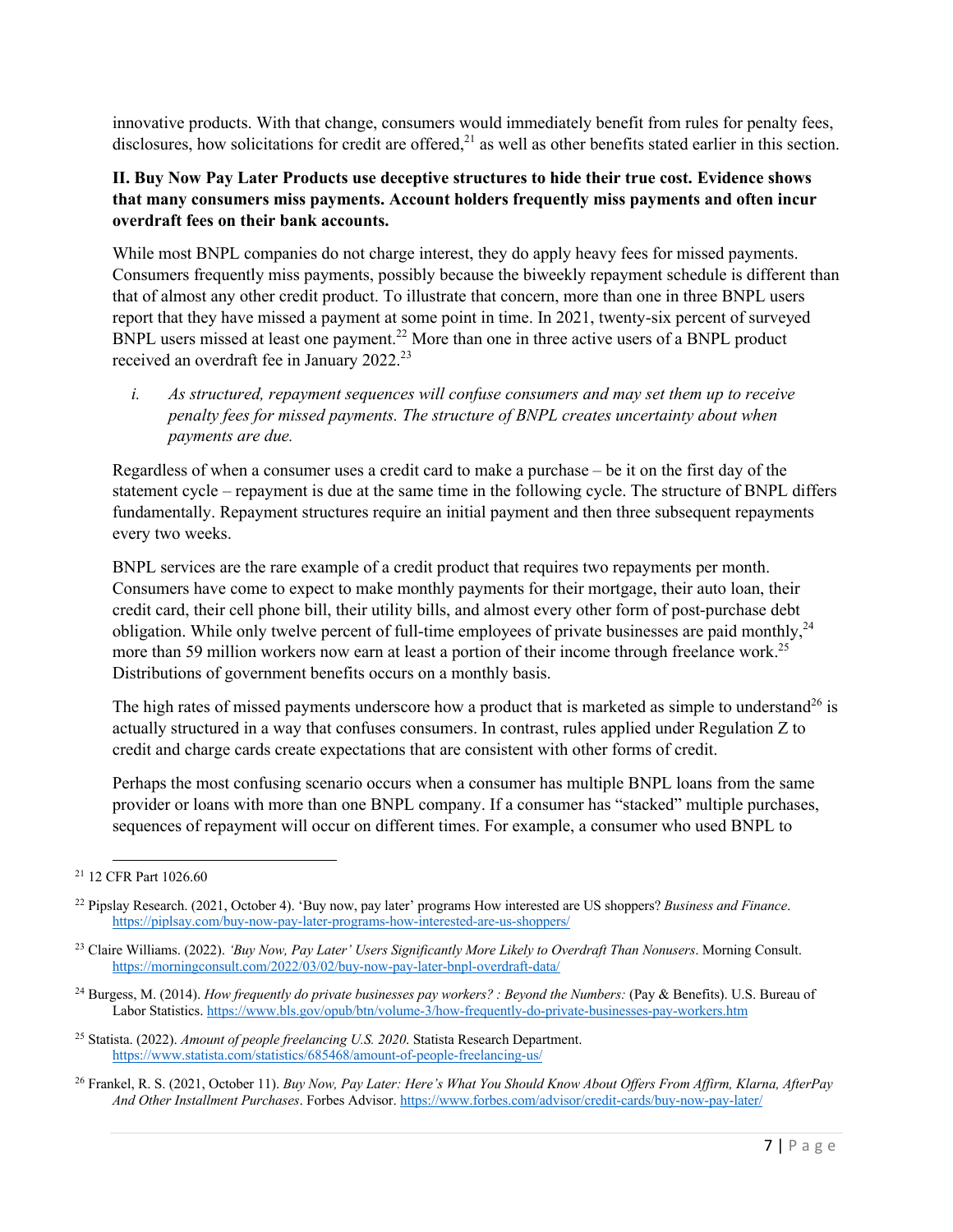innovative products. With that change, consumers would immediately benefit from rules for penalty fees, disclosures, how solicitations for credit are offered,[21] as well as other benefits stated earlier in this section.

**II. Buy Now Pay Later Products use deceptive structures to hide their true cost. Evidence shows that many consumers miss payments. Account holders frequently miss payments and often incur overdraft fees on their bank accounts.**

While most BNPL companies do not charge interest, they do apply heavy fees for missed payments. Consumers frequently miss payments, possibly because the biweekly repayment schedule is different than that of almost any other credit product. To illustrate that concern, more than one in three BNPL users report that they have missed a payment at some point in time. In 2021, twenty-six percent of surveyed BNPL users missed at least one payment.[22] More than one in three active users of a BNPL product received an overdraft fee in January 2022.[23]

*i. As structured, repayment sequences will confuse consumers and may set them up to receive penalty fees for missed payments. The structure of BNPL creates uncertainty about when payments are due.*

Regardless of when a consumer uses a credit card to make a purchase – be it on the first day of the statement cycle – repayment is due at the same time in the following cycle. The structure of BNPL differs fundamentally. Repayment structures require an initial payment and then three subsequent repayments every two weeks.

BNPL services are the rare example of a credit product that requires two repayments per month. Consumers have come to expect to make monthly payments for their mortgage, their auto loan, their credit card, their cell phone bill, their utility bills, and almost every other form of post-purchase debt obligation. While only twelve percent of full-time employees of private businesses are paid monthly,[24] more than 59 million workers now earn at least a portion of their income through freelance work.[25] Distributions of government benefits occurs on a monthly basis.

The high rates of missed payments underscore how a product that is marketed as simple to understand[26] is actually structured in a way that confuses consumers. In contrast, rules applied under Regulation Z to credit and charge cards create expectations that are consistent with other forms of credit.

Perhaps the most confusing scenario occurs when a consumer has multiple BNPL loans from the same provider or loans with more than one BNPL company. If a consumer has "stacked" multiple purchases, sequences of repayment will occur on different times. For example, a consumer who used BNPL to

---

[21] 12 CFR Part 1026.60

[22] Pipslay Research. (2021, October 4). 'Buy now, pay later' programs How interested are US shoppers? *Business and Finance*. https://piplsay.com/buy-now-pay-later-programs-how-interested-are-us-shoppers/

[23] Claire Williams. (2022). *'Buy Now, Pay Later' Users Significantly More Likely to Overdraft Than Nonusers*. Morning Consult. https://morningconsult.com/2022/03/02/buy-now-pay-later-bnpl-overdraft-data/

[24] Burgess, M. (2014). *How frequently do private businesses pay workers? : Beyond the Numbers:* (Pay & Benefits). U.S. Bureau of Labor Statistics. https://www.bls.gov/opub/btn/volume-3/how-frequently-do-private-businesses-pay-workers.htm

[25] Statista. (2022). *Amount of people freelancing U.S. 2020.* Statista Research Department. https://www.statista.com/statistics/685468/amount-of-people-freelancing-us/

[26] Frankel, R. S. (2021, October 11). *Buy Now, Pay Later: Here's What You Should Know About Offers From Affirm, Klarna, AfterPay And Other Installment Purchases*. Forbes Advisor. https://www.forbes.com/advisor/credit-cards/buy-now-pay-later/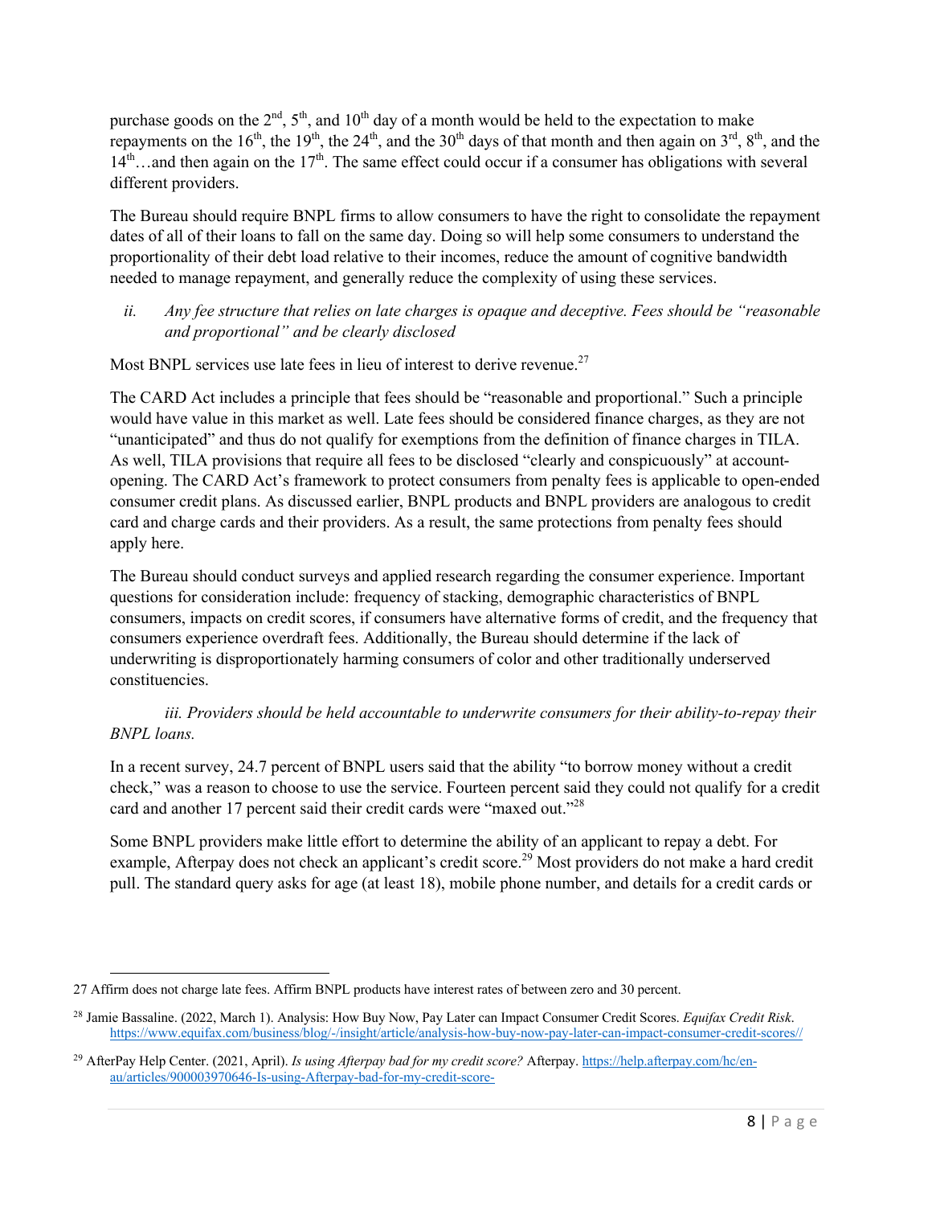purchase goods on the 2nd, 5th, and 10th day of a month would be held to the expectation to make repayments on the 16th, the 19th, the 24th, and the 30th days of that month and then again on 3rd, 8th, and the 14th…and then again on the 17th. The same effect could occur if a consumer has obligations with several different providers.

The Bureau should require BNPL firms to allow consumers to have the right to consolidate the repayment dates of all of their loans to fall on the same day. Doing so will help some consumers to understand the proportionality of their debt load relative to their incomes, reduce the amount of cognitive bandwidth needed to manage repayment, and generally reduce the complexity of using these services.

*ii. Any fee structure that relies on late charges is opaque and deceptive. Fees should be "reasonable and proportional" and be clearly disclosed*

Most BNPL services use late fees in lieu of interest to derive revenue.[27]

The CARD Act includes a principle that fees should be "reasonable and proportional." Such a principle would have value in this market as well. Late fees should be considered finance charges, as they are not "unanticipated" and thus do not qualify for exemptions from the definition of finance charges in TILA. As well, TILA provisions that require all fees to be disclosed "clearly and conspicuously" at account-opening. The CARD Act's framework to protect consumers from penalty fees is applicable to open-ended consumer credit plans. As discussed earlier, BNPL products and BNPL providers are analogous to credit card and charge cards and their providers. As a result, the same protections from penalty fees should apply here.

The Bureau should conduct surveys and applied research regarding the consumer experience. Important questions for consideration include: frequency of stacking, demographic characteristics of BNPL consumers, impacts on credit scores, if consumers have alternative forms of credit, and the frequency that consumers experience overdraft fees. Additionally, the Bureau should determine if the lack of underwriting is disproportionately harming consumers of color and other traditionally underserved constituencies.

*iii. Providers should be held accountable to underwrite consumers for their ability-to-repay their BNPL loans.*

In a recent survey, 24.7 percent of BNPL users said that the ability "to borrow money without a credit check," was a reason to choose to use the service. Fourteen percent said they could not qualify for a credit card and another 17 percent said their credit cards were "maxed out."[28]

Some BNPL providers make little effort to determine the ability of an applicant to repay a debt. For example, Afterpay does not check an applicant's credit score.[29] Most providers do not make a hard credit pull. The standard query asks for age (at least 18), mobile phone number, and details for a credit cards or

---

27 Affirm does not charge late fees. Affirm BNPL products have interest rates of between zero and 30 percent.

28 Jamie Bassaline. (2022, March 1). Analysis: How Buy Now, Pay Later can Impact Consumer Credit Scores. *Equifax Credit Risk*. https://www.equifax.com/business/blog/-/insight/article/analysis-how-buy-now-pay-later-can-impact-consumer-credit-scores//

29 AfterPay Help Center. (2021, April). *Is using Afterpay bad for my credit score?* Afterpay. https://help.afterpay.com/hc/en-au/articles/900003970646-Is-using-Afterpay-bad-for-my-credit-score-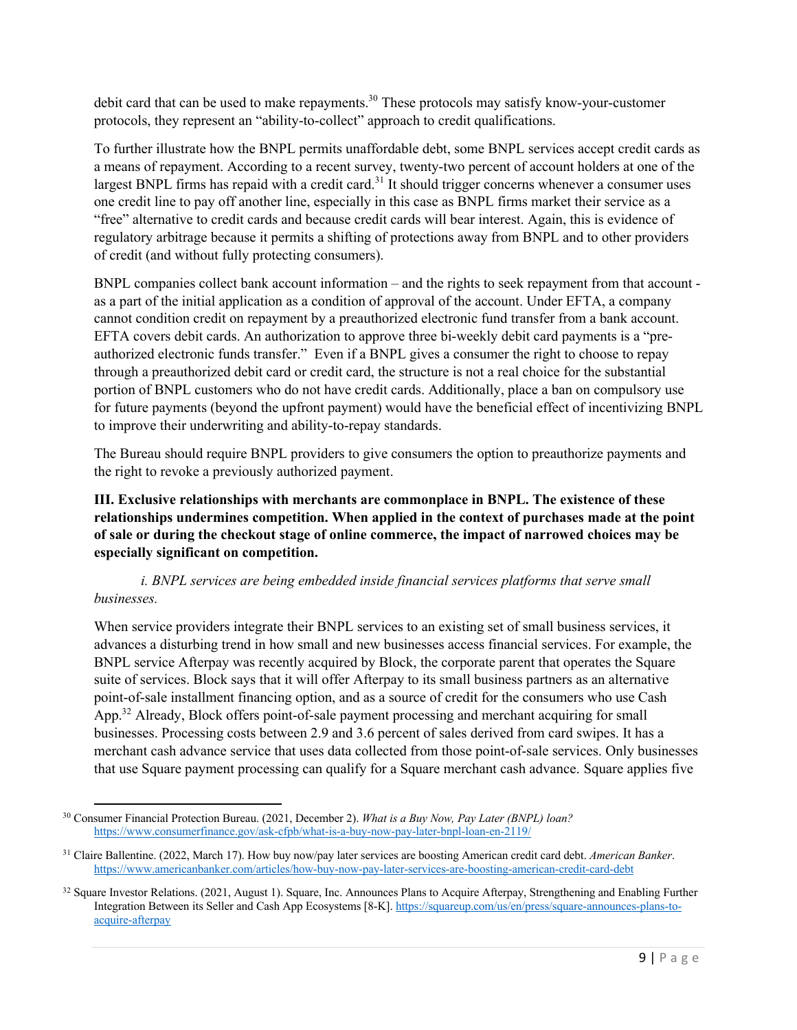debit card that can be used to make repayments.[30] These protocols may satisfy know-your-customer protocols, they represent an "ability-to-collect" approach to credit qualifications.

To further illustrate how the BNPL permits unaffordable debt, some BNPL services accept credit cards as a means of repayment. According to a recent survey, twenty-two percent of account holders at one of the largest BNPL firms has repaid with a credit card.[31] It should trigger concerns whenever a consumer uses one credit line to pay off another line, especially in this case as BNPL firms market their service as a "free" alternative to credit cards and because credit cards will bear interest. Again, this is evidence of regulatory arbitrage because it permits a shifting of protections away from BNPL and to other providers of credit (and without fully protecting consumers).

BNPL companies collect bank account information – and the rights to seek repayment from that account - as a part of the initial application as a condition of approval of the account. Under EFTA, a company cannot condition credit on repayment by a preauthorized electronic fund transfer from a bank account. EFTA covers debit cards. An authorization to approve three bi-weekly debit card payments is a "pre-authorized electronic funds transfer." Even if a BNPL gives a consumer the right to choose to repay through a preauthorized debit card or credit card, the structure is not a real choice for the substantial portion of BNPL customers who do not have credit cards. Additionally, place a ban on compulsory use for future payments (beyond the upfront payment) would have the beneficial effect of incentivizing BNPL to improve their underwriting and ability-to-repay standards.

The Bureau should require BNPL providers to give consumers the option to preauthorize payments and the right to revoke a previously authorized payment.

**III. Exclusive relationships with merchants are commonplace in BNPL. The existence of these relationships undermines competition. When applied in the context of purchases made at the point of sale or during the checkout stage of online commerce, the impact of narrowed choices may be especially significant on competition.**

*i. BNPL services are being embedded inside financial services platforms that serve small businesses.*

When service providers integrate their BNPL services to an existing set of small business services, it advances a disturbing trend in how small and new businesses access financial services. For example, the BNPL service Afterpay was recently acquired by Block, the corporate parent that operates the Square suite of services. Block says that it will offer Afterpay to its small business partners as an alternative point-of-sale installment financing option, and as a source of credit for the consumers who use Cash App.[32] Already, Block offers point-of-sale payment processing and merchant acquiring for small businesses. Processing costs between 2.9 and 3.6 percent of sales derived from card swipes. It has a merchant cash advance service that uses data collected from those point-of-sale services. Only businesses that use Square payment processing can qualify for a Square merchant cash advance. Square applies five

---

[30] Consumer Financial Protection Bureau. (2021, December 2). *What is a Buy Now, Pay Later (BNPL) loan?* https://www.consumerfinance.gov/ask-cfpb/what-is-a-buy-now-pay-later-bnpl-loan-en-2119/

[31] Claire Ballentine. (2022, March 17). How buy now/pay later services are boosting American credit card debt. *American Banker*. https://www.americanbanker.com/articles/how-buy-now-pay-later-services-are-boosting-american-credit-card-debt

[32] Square Investor Relations. (2021, August 1). Square, Inc. Announces Plans to Acquire Afterpay, Strengthening and Enabling Further Integration Between its Seller and Cash App Ecosystems [8-K]. https://squareup.com/us/en/press/square-announces-plans-to-acquire-afterpay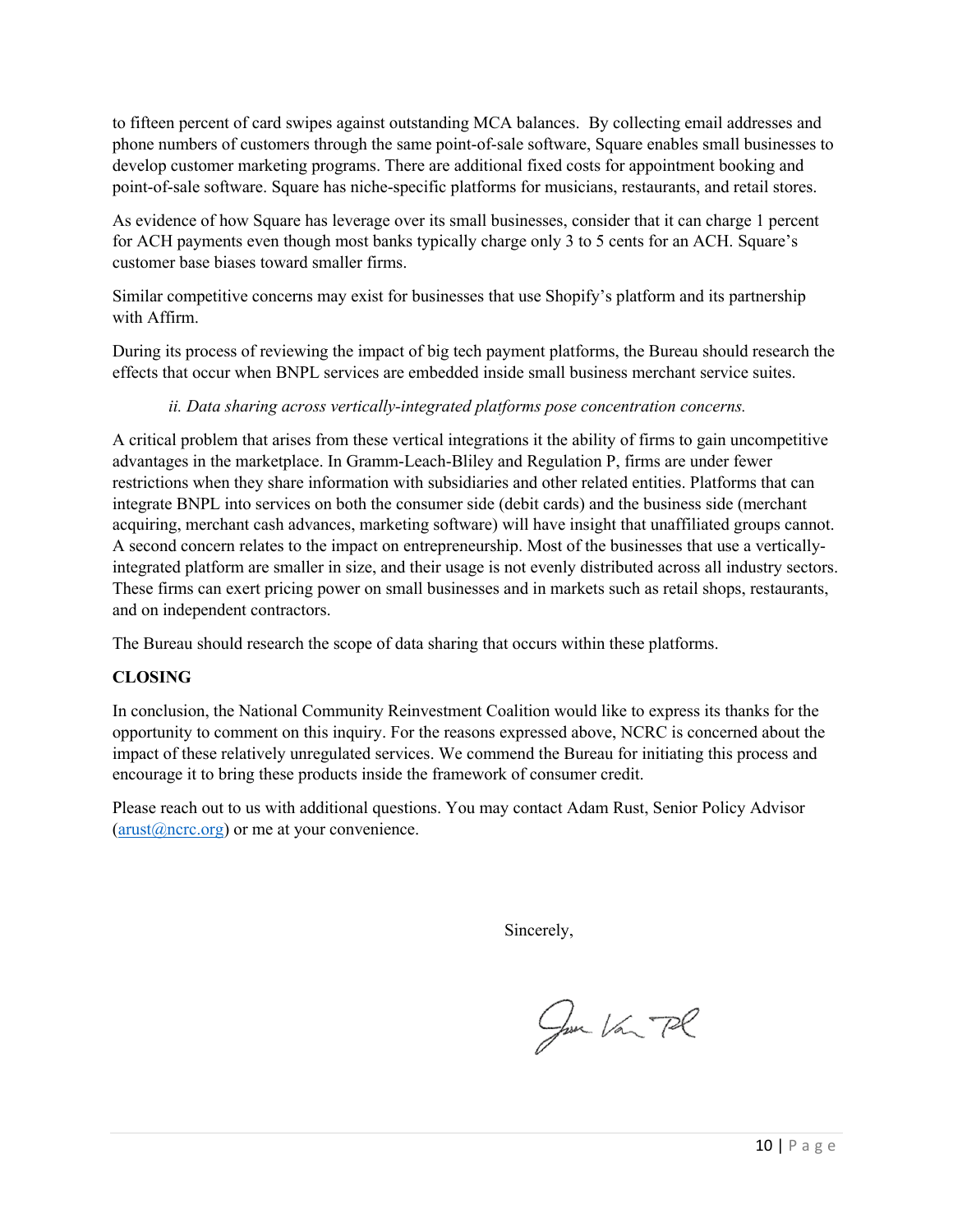to fifteen percent of card swipes against outstanding MCA balances. By collecting email addresses and phone numbers of customers through the same point-of-sale software, Square enables small businesses to develop customer marketing programs. There are additional fixed costs for appointment booking and point-of-sale software. Square has niche-specific platforms for musicians, restaurants, and retail stores.

As evidence of how Square has leverage over its small businesses, consider that it can charge 1 percent for ACH payments even though most banks typically charge only 3 to 5 cents for an ACH. Square's customer base biases toward smaller firms.

Similar competitive concerns may exist for businesses that use Shopify's platform and its partnership with Affirm.

During its process of reviewing the impact of big tech payment platforms, the Bureau should research the effects that occur when BNPL services are embedded inside small business merchant service suites.

*ii. Data sharing across vertically-integrated platforms pose concentration concerns.*

A critical problem that arises from these vertical integrations it the ability of firms to gain uncompetitive advantages in the marketplace. In Gramm-Leach-Bliley and Regulation P, firms are under fewer restrictions when they share information with subsidiaries and other related entities. Platforms that can integrate BNPL into services on both the consumer side (debit cards) and the business side (merchant acquiring, merchant cash advances, marketing software) will have insight that unaffiliated groups cannot. A second concern relates to the impact on entrepreneurship. Most of the businesses that use a vertically-integrated platform are smaller in size, and their usage is not evenly distributed across all industry sectors. These firms can exert pricing power on small businesses and in markets such as retail shops, restaurants, and on independent contractors.

The Bureau should research the scope of data sharing that occurs within these platforms.

**CLOSING**

In conclusion, the National Community Reinvestment Coalition would like to express its thanks for the opportunity to comment on this inquiry. For the reasons expressed above, NCRC is concerned about the impact of these relatively unregulated services. We commend the Bureau for initiating this process and encourage it to bring these products inside the framework of consumer credit.

Please reach out to us with additional questions. You may contact Adam Rust, Senior Policy Advisor (arust@ncrc.org) or me at your convenience.

Sincerely,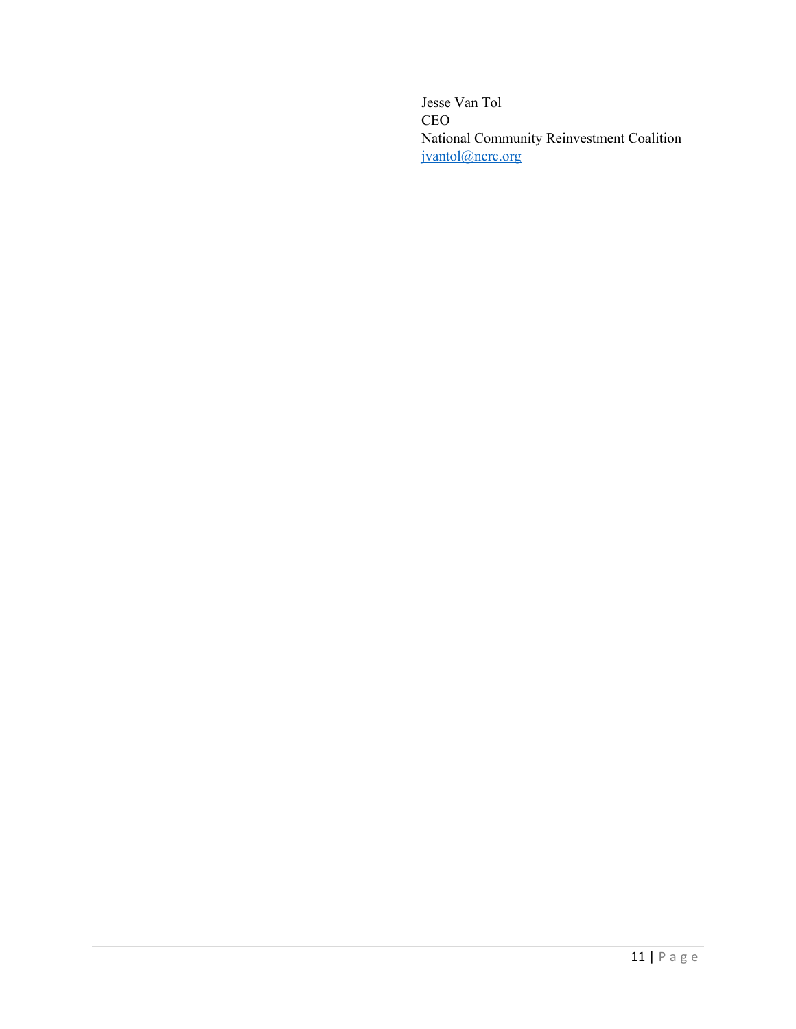Jesse Van Tol
CEO
National Community Reinvestment Coalition
[jvantol@ncrc.org](mailto:jvantol@ncrc.org)